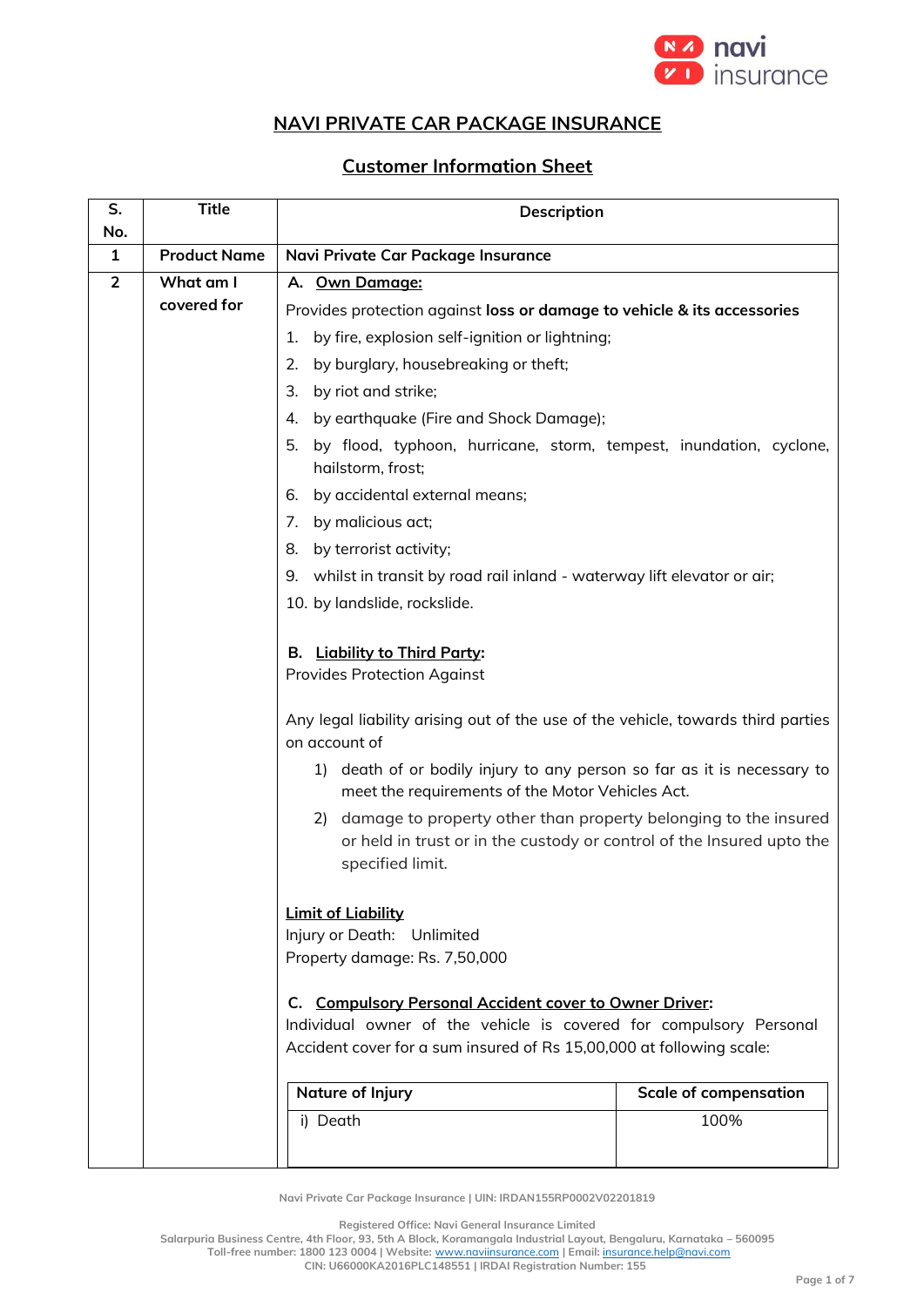# NAVI PRIVATE CAR PACKAGE INSURANCE

## Customer Information Sheet

| S. No. | Title | Description |
|---|---|---|
| 1 | Product Name | **Navi Private Car Package Insurance** |
| 2 | What am I covered for | **A. Own Damage:**<br>Provides protection against **loss or damage to vehicle & its accessories**<br>1. by fire, explosion self-ignition or lightning;<br>2. by burglary, housebreaking or theft;<br>3. by riot and strike;<br>4. by earthquake (Fire and Shock Damage);<br>5. by flood, typhoon, hurricane, storm, tempest, inundation, cyclone, hailstorm, frost;<br>6. by accidental external means;<br>7. by malicious act;<br>8. by terrorist activity;<br>9. whilst in transit by road rail inland - waterway lift elevator or air;<br>10. by landslide, rockslide.<br><br>**B. Liability to Third Party:**<br>Provides Protection Against<br><br>Any legal liability arising out of the use of the vehicle, towards third parties on account of<br>1) death of or bodily injury to any person so far as it is necessary to meet the requirements of the Motor Vehicles Act.<br>2) damage to property other than property belonging to the insured or held in trust or in the custody or control of the Insured upto the specified limit.<br><br>**Limit of Liability**<br>Injury or Death: Unlimited<br>Property damage: Rs. 7,50,000<br><br>**C. Compulsory Personal Accident cover to Owner Driver:**<br>Individual owner of the vehicle is covered for compulsory Personal Accident cover for a sum insured of Rs 15,00,000 at following scale:<br><br>**Nature of Injury** — **Scale of compensation**<br>i) Death — 100% |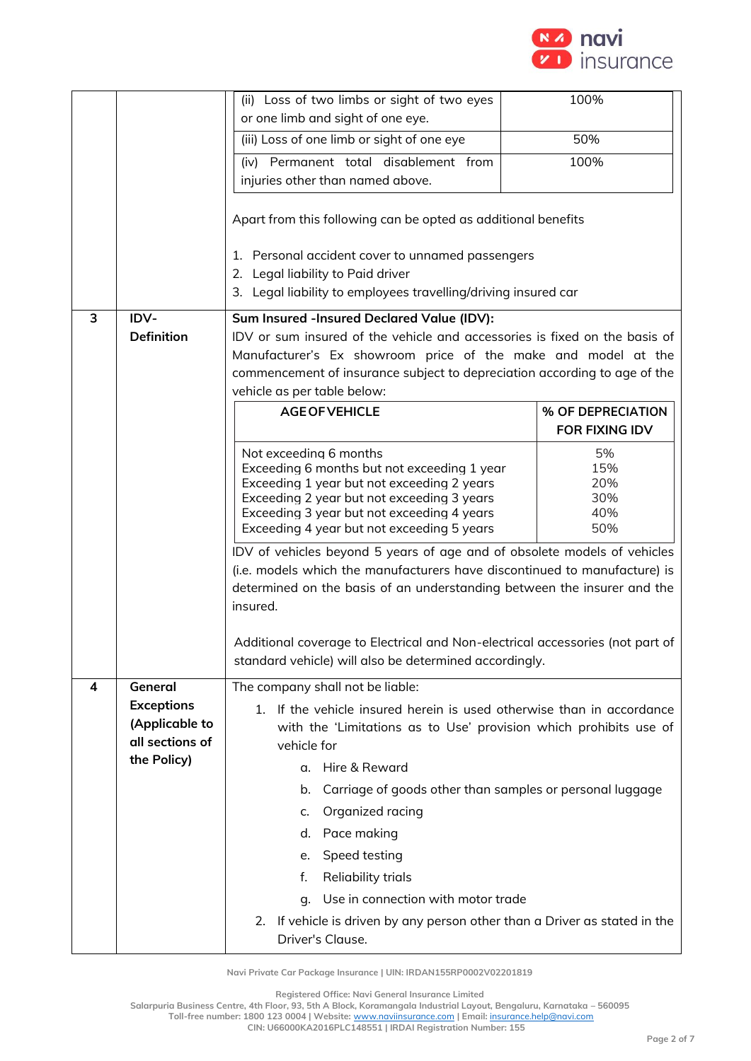| | | |
|---|---|---|
| | | (ii) Loss of two limbs or sight of two eyes or one limb and sight of one eye. — 100%<br>(iii) Loss of one limb or sight of one eye — 50%<br>(iv) Permanent total disablement from injuries other than named above. — 100%<br><br>Apart from this following can be opted as additional benefits<br><br>1. Personal accident cover to unnamed passengers<br>2. Legal liability to Paid driver<br>3. Legal liability to employees travelling/driving insured car |
| 3 | **IDV- Definition** | **Sum Insured -Insured Declared Value (IDV):**<br>IDV or sum insured of the vehicle and accessories is fixed on the basis of Manufacturer's Ex showroom price of the make and model at the commencement of insurance subject to depreciation according to age of the vehicle as per table below:<br><br>**AGE OF VEHICLE** — **% OF DEPRECIATION FOR FIXING IDV**<br>Not exceeding 6 months — 5%<br>Exceeding 6 months but not exceeding 1 year — 15%<br>Exceeding 1 year but not exceeding 2 years — 20%<br>Exceeding 2 year but not exceeding 3 years — 30%<br>Exceeding 3 year but not exceeding 4 years — 40%<br>Exceeding 4 year but not exceeding 5 years — 50%<br><br>IDV of vehicles beyond 5 years of age and of obsolete models of vehicles (i.e. models which the manufacturers have discontinued to manufacture) is determined on the basis of an understanding between the insurer and the insured.<br><br>Additional coverage to Electrical and Non-electrical accessories (not part of standard vehicle) will also be determined accordingly. |
| 4 | **General Exceptions (Applicable to all sections of the Policy)** | The company shall not be liable:<br>1. If the vehicle insured herein is used otherwise than in accordance with the 'Limitations as to Use' provision which prohibits use of vehicle for<br>a. Hire & Reward<br>b. Carriage of goods other than samples or personal luggage<br>c. Organized racing<br>d. Pace making<br>e. Speed testing<br>f. Reliability trials<br>g. Use in connection with motor trade<br>2. If vehicle is driven by any person other than a Driver as stated in the Driver's Clause. |

Navi Private Car Package Insurance | UIN: IRDAN155RP0002V02201819

Registered Office: Navi General Insurance Limited
Salarpuria Business Centre, 4th Floor, 93, 5th A Block, Koramangala Industrial Layout, Bengaluru, Karnataka – 560095
Toll-free number: 1800 123 0004 | Website: www.naviinsurance.com | Email: insurance.help@navi.com
CIN: U66000KA2016PLC148551 | IRDAI Registration Number: 155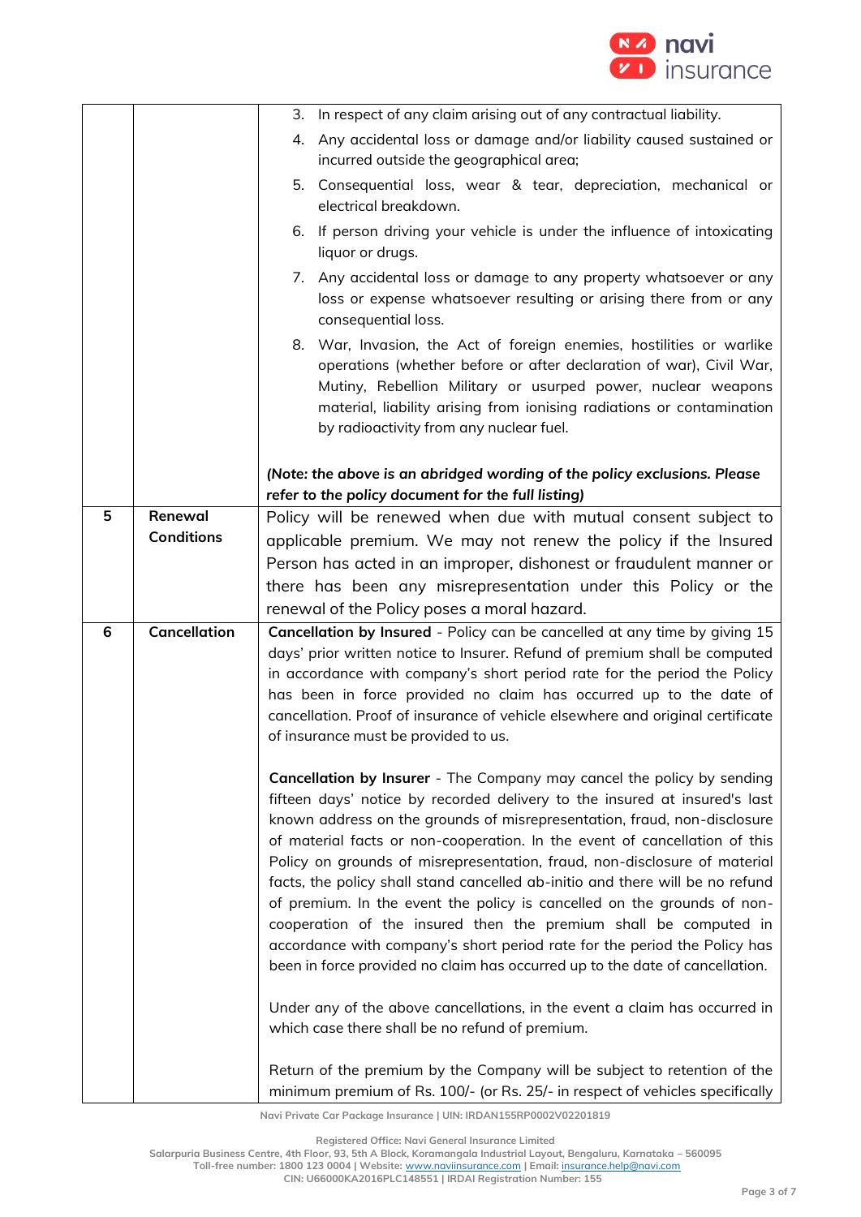| | | |
|---|---|---|
| | | 3. In respect of any claim arising out of any contractual liability.<br>4. Any accidental loss or damage and/or liability caused sustained or incurred outside the geographical area;<br>5. Consequential loss, wear & tear, depreciation, mechanical or electrical breakdown.<br>6. If person driving your vehicle is under the influence of intoxicating liquor or drugs.<br>7. Any accidental loss or damage to any property whatsoever or any loss or expense whatsoever resulting or arising there from or any consequential loss.<br>8. War, Invasion, the Act of foreign enemies, hostilities or warlike operations (whether before or after declaration of war), Civil War, Mutiny, Rebellion Military or usurped power, nuclear weapons material, liability arising from ionising radiations or contamination by radioactivity from any nuclear fuel.<br><br>***(Note: the above is an abridged wording of the policy exclusions. Please refer to the policy document for the full listing)*** |
| **5** | **Renewal Conditions** | Policy will be renewed when due with mutual consent subject to applicable premium. We may not renew the policy if the Insured Person has acted in an improper, dishonest or fraudulent manner or there has been any misrepresentation under this Policy or the renewal of the Policy poses a moral hazard. |
| **6** | **Cancellation** | **Cancellation by Insured** - Policy can be cancelled at any time by giving 15 days' prior written notice to Insurer. Refund of premium shall be computed in accordance with company's short period rate for the period the Policy has been in force provided no claim has occurred up to the date of cancellation. Proof of insurance of vehicle elsewhere and original certificate of insurance must be provided to us.<br><br>**Cancellation by Insurer** - The Company may cancel the policy by sending fifteen days' notice by recorded delivery to the insured at insured's last known address on the grounds of misrepresentation, fraud, non-disclosure of material facts or non-cooperation. In the event of cancellation of this Policy on grounds of misrepresentation, fraud, non-disclosure of material facts, the policy shall stand cancelled ab-initio and there will be no refund of premium. In the event the policy is cancelled on the grounds of non-cooperation of the insured then the premium shall be computed in accordance with company's short period rate for the period the Policy has been in force provided no claim has occurred up to the date of cancellation.<br><br>Under any of the above cancellations, in the event a claim has occurred in which case there shall be no refund of premium.<br><br>Return of the premium by the Company will be subject to retention of the minimum premium of Rs. 100/- (or Rs. 25/- in respect of vehicles specifically |

Navi Private Car Package Insurance | UIN: IRDAN155RP0002V02201819

Registered Office: Navi General Insurance Limited
Salarpuria Business Centre, 4th Floor, 93, 5th A Block, Koramangala Industrial Layout, Bengaluru, Karnataka – 560095
Toll-free number: 1800 123 0004 | Website: www.naviinsurance.com | Email: insurance.help@navi.com
CIN: U66000KA2016PLC148551 | IRDAI Registration Number: 155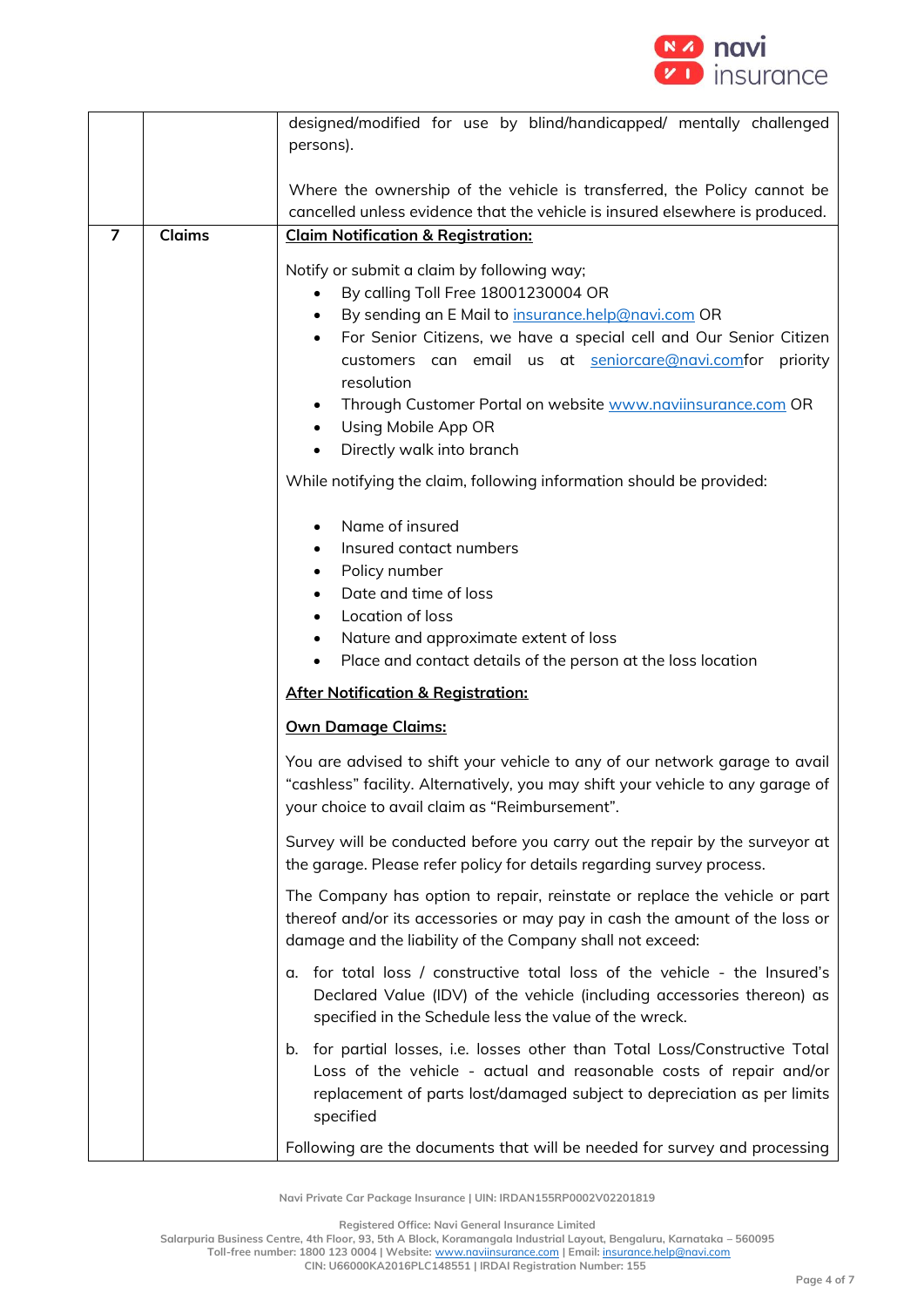| | | |
|---|---|---|
| | | designed/modified for use by blind/handicapped/ mentally challenged persons).<br><br>Where the ownership of the vehicle is transferred, the Policy cannot be cancelled unless evidence that the vehicle is insured elsewhere is produced. |
| 7 | Claims | **Claim Notification & Registration:**<br><br>Notify or submit a claim by following way;<br>• By calling Toll Free 18001230004 OR<br>• By sending an E Mail to insurance.help@navi.com OR<br>• For Senior Citizens, we have a special cell and Our Senior Citizen customers can email us at seniorcare@navi.comfor priority resolution<br>• Through Customer Portal on website www.naviinsurance.com OR<br>• Using Mobile App OR<br>• Directly walk into branch<br><br>While notifying the claim, following information should be provided:<br><br>• Name of insured<br>• Insured contact numbers<br>• Policy number<br>• Date and time of loss<br>• Location of loss<br>• Nature and approximate extent of loss<br>• Place and contact details of the person at the loss location<br><br>**After Notification & Registration:**<br><br>**Own Damage Claims:**<br><br>You are advised to shift your vehicle to any of our network garage to avail "cashless" facility. Alternatively, you may shift your vehicle to any garage of your choice to avail claim as "Reimbursement".<br><br>Survey will be conducted before you carry out the repair by the surveyor at the garage. Please refer policy for details regarding survey process.<br><br>The Company has option to repair, reinstate or replace the vehicle or part thereof and/or its accessories or may pay in cash the amount of the loss or damage and the liability of the Company shall not exceed:<br><br>a. for total loss / constructive total loss of the vehicle - the Insured's Declared Value (IDV) of the vehicle (including accessories thereon) as specified in the Schedule less the value of the wreck.<br><br>b. for partial losses, i.e. losses other than Total Loss/Constructive Total Loss of the vehicle - actual and reasonable costs of repair and/or replacement of parts lost/damaged subject to depreciation as per limits specified<br><br>Following are the documents that will be needed for survey and processing |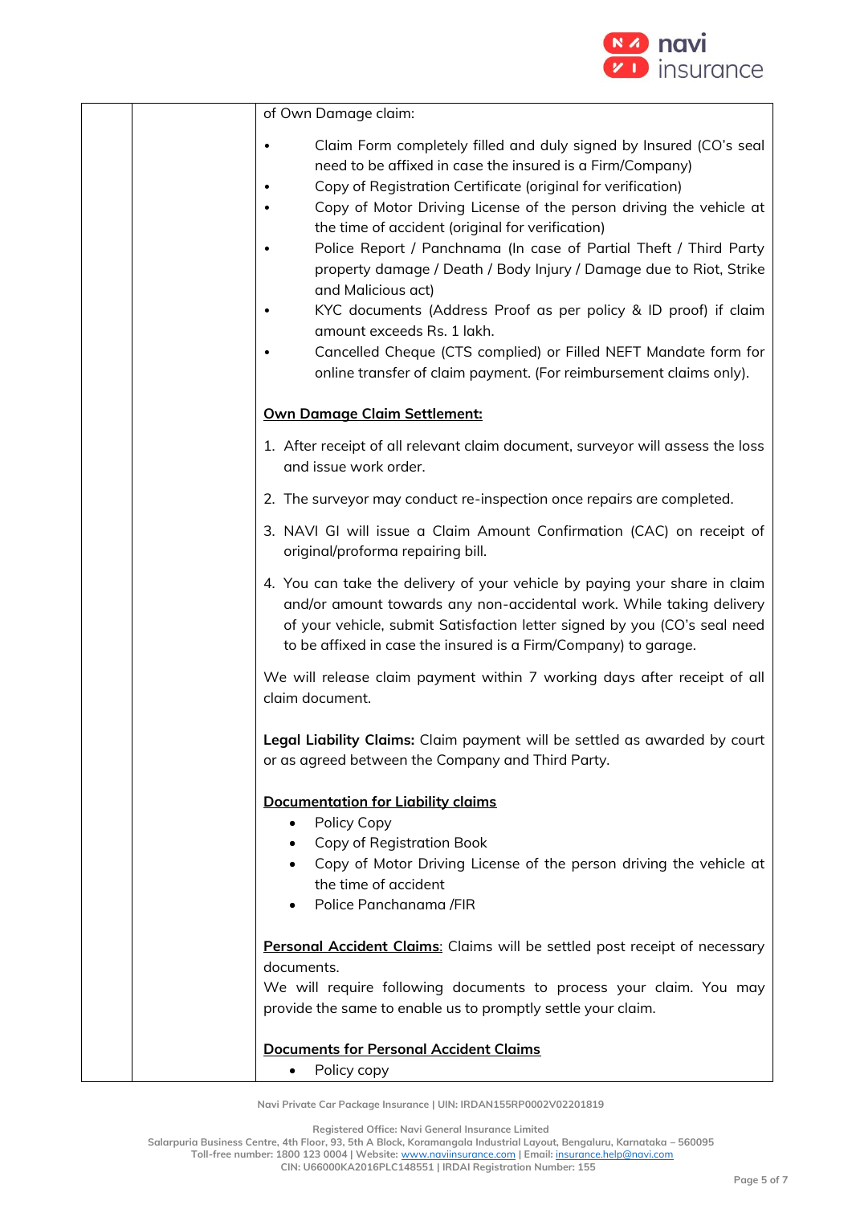| | | of Own Damage claim:<br><br>• Claim Form completely filled and duly signed by Insured (CO's seal need to be affixed in case the insured is a Firm/Company)<br>• Copy of Registration Certificate (original for verification)<br>• Copy of Motor Driving License of the person driving the vehicle at the time of accident (original for verification)<br>• Police Report / Panchnama (In case of Partial Theft / Third Party property damage / Death / Body Injury / Damage due to Riot, Strike and Malicious act)<br>• KYC documents (Address Proof as per policy & ID proof) if claim amount exceeds Rs. 1 lakh.<br>• Cancelled Cheque (CTS complied) or Filled NEFT Mandate form for online transfer of claim payment. (For reimbursement claims only).<br><br>**Own Damage Claim Settlement:**<br><br>1. After receipt of all relevant claim document, surveyor will assess the loss and issue work order.<br>2. The surveyor may conduct re-inspection once repairs are completed.<br>3. NAVI GI will issue a Claim Amount Confirmation (CAC) on receipt of original/proforma repairing bill.<br>4. You can take the delivery of your vehicle by paying your share in claim and/or amount towards any non-accidental work. While taking delivery of your vehicle, submit Satisfaction letter signed by you (CO's seal need to be affixed in case the insured is a Firm/Company) to garage.<br><br>We will release claim payment within 7 working days after receipt of all claim document.<br><br>**Legal Liability Claims:** Claim payment will be settled as awarded by court or as agreed between the Company and Third Party.<br><br>**Documentation for Liability claims**<br>• Policy Copy<br>• Copy of Registration Book<br>• Copy of Motor Driving License of the person driving the vehicle at the time of accident<br>• Police Panchanama /FIR<br><br>**Personal Accident Claims**: Claims will be settled post receipt of necessary documents.<br>We will require following documents to process your claim. You may provide the same to enable us to promptly settle your claim.<br><br>**Documents for Personal Accident Claims**<br>• Policy copy |
|---|---|---|

Navi Private Car Package Insurance | UIN: IRDAN155RP0002V02201819

Registered Office: Navi General Insurance Limited
Salarpuria Business Centre, 4th Floor, 93, 5th A Block, Koramangala Industrial Layout, Bengaluru, Karnataka – 560095
Toll-free number: 1800 123 0004 | Website: www.naviinsurance.com | Email: insurance.help@navi.com
CIN: U66000KA2016PLC148551 | IRDAI Registration Number: 155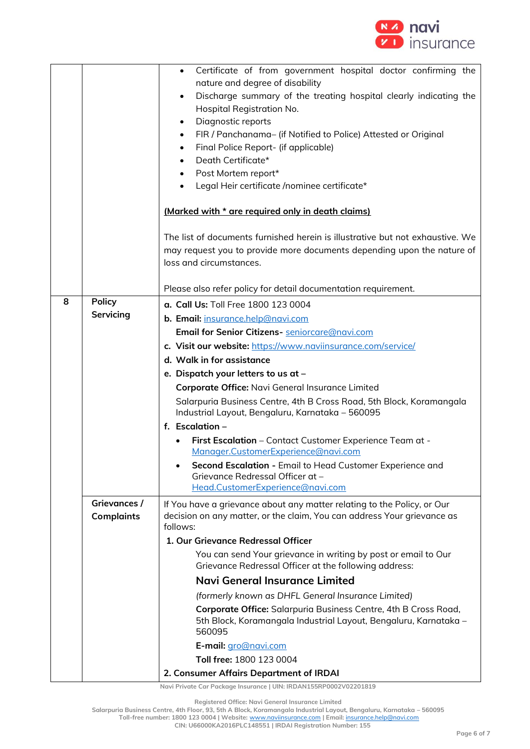| | | |
|---|---|---|
| | | • Certificate of from government hospital doctor confirming the nature and degree of disability<br>• Discharge summary of the treating hospital clearly indicating the Hospital Registration No.<br>• Diagnostic reports<br>• FIR / Panchanama– (if Notified to Police) Attested or Original<br>• Final Police Report- (if applicable)<br>• Death Certificate*<br>• Post Mortem report*<br>• Legal Heir certificate /nominee certificate*<br><br>**(Marked with * are required only in death claims)**<br><br>The list of documents furnished herein is illustrative but not exhaustive. We may request you to provide more documents depending upon the nature of loss and circumstances.<br><br>Please also refer policy for detail documentation requirement. |
| 8 | **Policy Servicing** | **a. Call Us:** Toll Free 1800 123 0004<br>**b. Email:** insurance.help@navi.com<br>**Email for Senior Citizens-** seniorcare@navi.com<br>**c. Visit our website:** https://www.naviinsurance.com/service/<br>**d. Walk in for assistance**<br>**e. Dispatch your letters to us at –**<br>**Corporate Office:** Navi General Insurance Limited<br>Salarpuria Business Centre, 4th B Cross Road, 5th Block, Koramangala Industrial Layout, Bengaluru, Karnataka – 560095<br>**f. Escalation –**<br>• **First Escalation** – Contact Customer Experience Team at - Manager.CustomerExperience@navi.com<br>• **Second Escalation -** Email to Head Customer Experience and Grievance Redressal Officer at – Head.CustomerExperience@navi.com |
| | **Grievances / Complaints** | If You have a grievance about any matter relating to the Policy, or Our decision on any matter, or the claim, You can address Your grievance as follows:<br>**1. Our Grievance Redressal Officer**<br>You can send Your grievance in writing by post or email to Our Grievance Redressal Officer at the following address:<br>**Navi General Insurance Limited**<br>*(formerly known as DHFL General Insurance Limited)*<br>**Corporate Office:** Salarpuria Business Centre, 4th B Cross Road, 5th Block, Koramangala Industrial Layout, Bengaluru, Karnataka – 560095<br>**E-mail:** gro@navi.com<br>**Toll free:** 1800 123 0004<br>**2. Consumer Affairs Department of IRDAI** |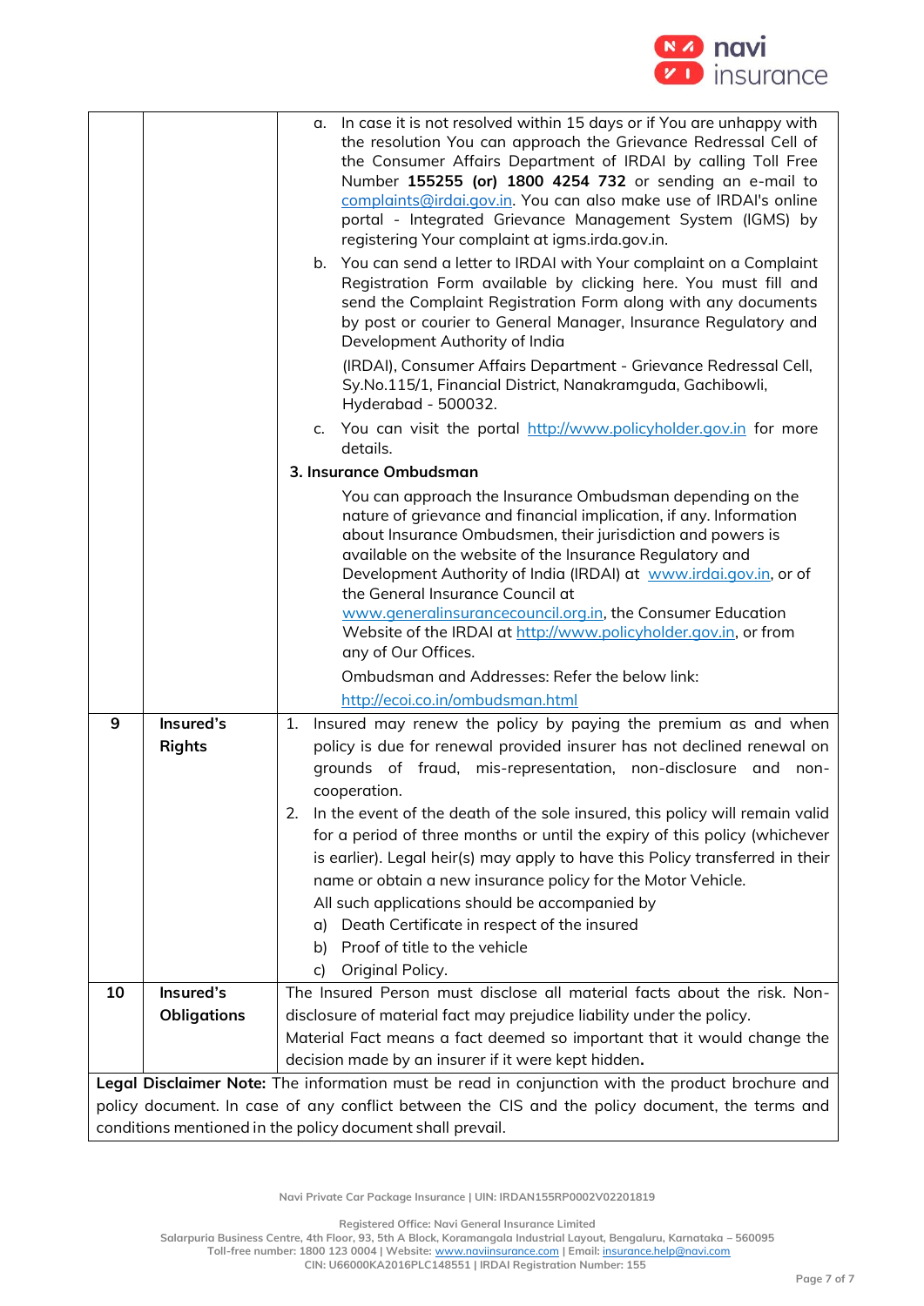| | | |
|---|---|---|
| | | a. In case it is not resolved within 15 days or if You are unhappy with the resolution You can approach the Grievance Redressal Cell of the Consumer Affairs Department of IRDAI by calling Toll Free Number **155255 (or) 1800 4254 732** or sending an e-mail to complaints@irdai.gov.in. You can also make use of IRDAI's online portal - Integrated Grievance Management System (IGMS) by registering Your complaint at igms.irda.gov.in.<br>b. You can send a letter to IRDAI with Your complaint on a Complaint Registration Form available by clicking here. You must fill and send the Complaint Registration Form along with any documents by post or courier to General Manager, Insurance Regulatory and Development Authority of India<br>(IRDAI), Consumer Affairs Department - Grievance Redressal Cell, Sy.No.115/1, Financial District, Nanakramguda, Gachibowli, Hyderabad - 500032.<br>c. You can visit the portal http://www.policyholder.gov.in for more details.<br>**3. Insurance Ombudsman**<br>You can approach the Insurance Ombudsman depending on the nature of grievance and financial implication, if any. Information about Insurance Ombudsmen, their jurisdiction and powers is available on the website of the Insurance Regulatory and Development Authority of India (IRDAI) at www.irdai.gov.in, or of the General Insurance Council at www.generalinsurancecouncil.org.in, the Consumer Education Website of the IRDAI at http://www.policyholder.gov.in, or from any of Our Offices.<br>Ombudsman and Addresses: Refer the below link:<br>http://ecoi.co.in/ombudsman.html |
| **9** | **Insured's Rights** | 1. Insured may renew the policy by paying the premium as and when policy is due for renewal provided insurer has not declined renewal on grounds of fraud, mis-representation, non-disclosure and non-cooperation.<br>2. In the event of the death of the sole insured, this policy will remain valid for a period of three months or until the expiry of this policy (whichever is earlier). Legal heir(s) may apply to have this Policy transferred in their name or obtain a new insurance policy for the Motor Vehicle.<br>All such applications should be accompanied by<br>a) Death Certificate in respect of the insured<br>b) Proof of title to the vehicle<br>c) Original Policy. |
| **10** | **Insured's Obligations** | The Insured Person must disclose all material facts about the risk. Non-disclosure of material fact may prejudice liability under the policy.<br>Material Fact means a fact deemed so important that it would change the decision made by an insurer if it were kept hidden. |

**Legal Disclaimer Note:** The information must be read in conjunction with the product brochure and policy document. In case of any conflict between the CIS and the policy document, the terms and conditions mentioned in the policy document shall prevail.